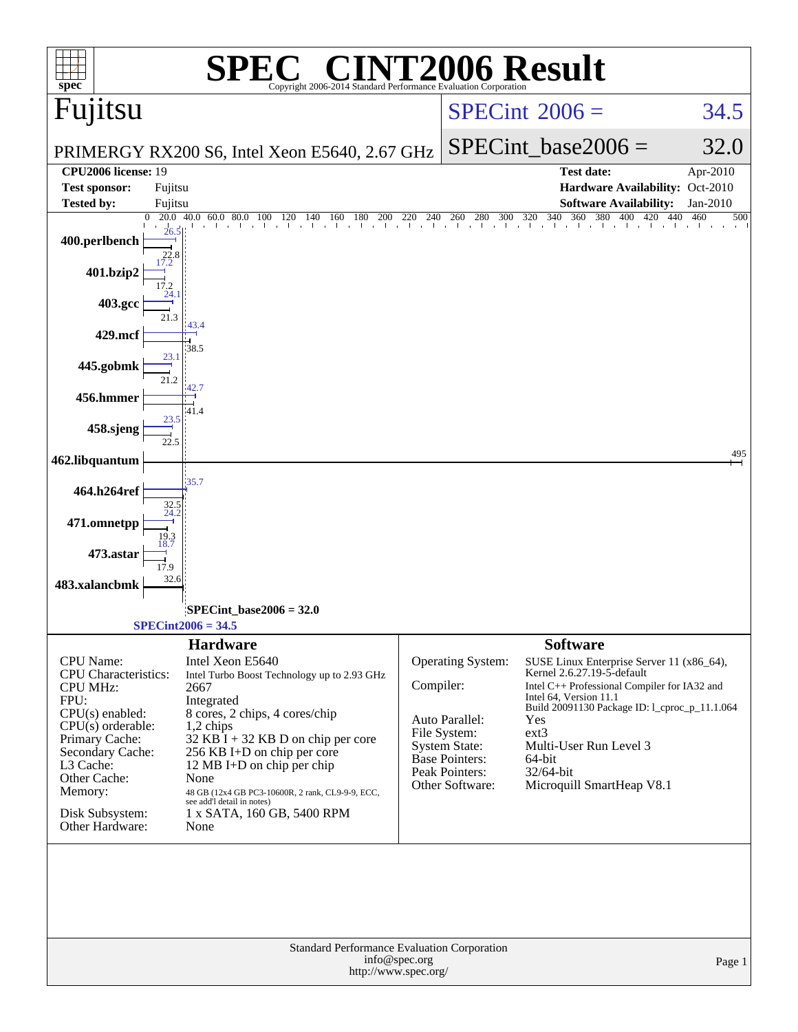# SPEC CINT2006 Result

Copyright 2006-2014 Standard Performance Evaluation Corporation

## Fujitsu

PRIMERGY RX200 S6, Intel Xeon E5640, 2.67 GHz

SPECint 2006 = 34.5

SPECint_base2006 = 32.0

| | | | |
|---|---|---|---|
| **CPU2006 license:** 19 | | **Test date:** | Apr-2010 |
| **Test sponsor:** | Fujitsu | **Hardware Availability:** | Oct-2010 |
| **Tested by:** | Fujitsu | **Software Availability:** | Jan-2010 |

| Benchmark | Peak | Base |
|---|---|---|
| 400.perlbench | 26.5 | 22.8 |
| 401.bzip2 | 17.2 | 17.2 |
| 403.gcc | 24.1 | 21.3 |
| 429.mcf | 43.4 | 38.5 |
| 445.gobmk | 23.1 | 21.2 |
| 456.hmmer | 42.7 | 41.4 |
| 458.sjeng | 23.5 | 22.5 |
| 462.libquantum | 495 | 495 |
| 464.h264ref | 35.7 | 32.5 |
| 471.omnetpp | 24.2 | 19.3 |
| 473.astar | 18.7 | 17.9 |
| 483.xalancbmk | 32.6 | 32.6 |

SPECint_base2006 = 32.0

SPECint2006 = 34.5

### Hardware

| | |
|---|---|
| CPU Name: | Intel Xeon E5640 |
| CPU Characteristics: | Intel Turbo Boost Technology up to 2.93 GHz |
| CPU MHz: | 2667 |
| FPU: | Integrated |
| CPU(s) enabled: | 8 cores, 2 chips, 4 cores/chip |
| CPU(s) orderable: | 1,2 chips |
| Primary Cache: | 32 KB I + 32 KB D on chip per core |
| Secondary Cache: | 256 KB I+D on chip per core |
| L3 Cache: | 12 MB I+D on chip per chip |
| Other Cache: | None |
| Memory: | 48 GB (12x4 GB PC3-10600R, 2 rank, CL9-9-9, ECC, see add'l detail in notes) |
| Disk Subsystem: | 1 x SATA, 160 GB, 5400 RPM |
| Other Hardware: | None |

### Software

| | |
|---|---|
| Operating System: | SUSE Linux Enterprise Server 11 (x86_64), Kernel 2.6.27.19-5-default |
| Compiler: | Intel C++ Professional Compiler for IA32 and Intel 64, Version 11.1 Build 20091130 Package ID: l_cproc_p_11.1.064 |
| Auto Parallel: | Yes |
| File System: | ext3 |
| System State: | Multi-User Run Level 3 |
| Base Pointers: | 64-bit |
| Peak Pointers: | 32/64-bit |
| Other Software: | Microquill SmartHeap V8.1 |

Standard Performance Evaluation Corporation
info@spec.org
http://www.spec.org/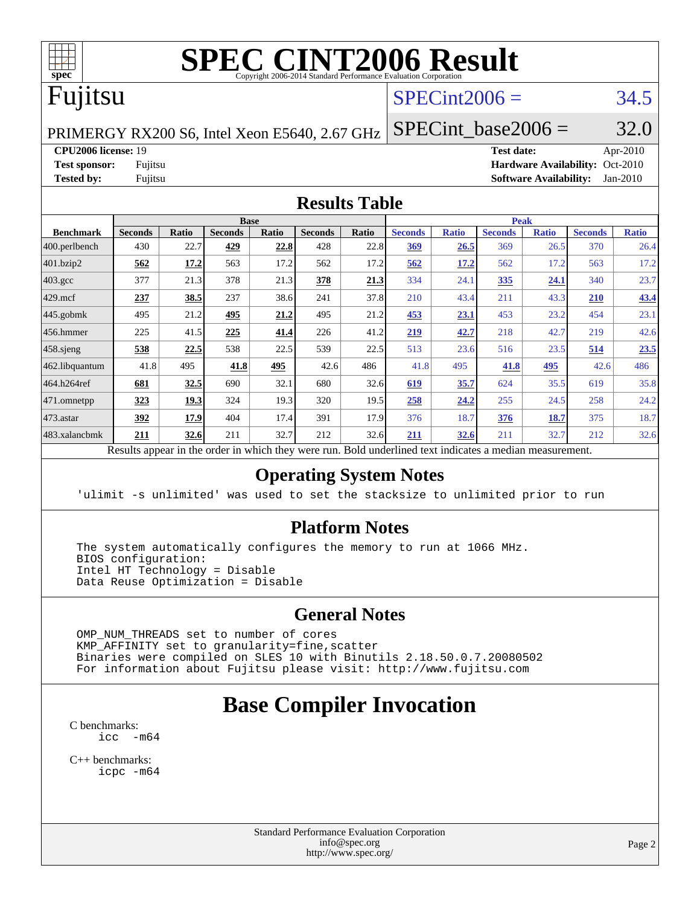# SPEC CINT2006 Result

Copyright 2006-2014 Standard Performance Evaluation Corporation

# Fujitsu

PRIMERGY RX200 S6, Intel Xeon E5640, 2.67 GHz

SPECint2006 = 34.5

SPECint_base2006 = 32.0

**CPU2006 license:** 19
**Test sponsor:** Fujitsu
**Tested by:** Fujitsu

**Test date:** Apr-2010
**Hardware Availability:** Oct-2010
**Software Availability:** Jan-2010

## Results Table

| Benchmark | Base | | | | | | Peak | | | | | |
|---|---|---|---|---|---|---|---|---|---|---|---|---|
| | Seconds | Ratio | Seconds | Ratio | Seconds | Ratio | Seconds | Ratio | Seconds | Ratio | Seconds | Ratio |
| 400.perlbench | 430 | 22.7 | **429** | **22.8** | 428 | 22.8 | **369** | **26.5** | 369 | 26.5 | 370 | 26.4 |
| 401.bzip2 | **562** | **17.2** | 563 | 17.2 | 562 | 17.2 | **562** | **17.2** | 562 | 17.2 | 563 | 17.2 |
| 403.gcc | 377 | 21.3 | 378 | 21.3 | **378** | **21.3** | 334 | 24.1 | **335** | **24.1** | 340 | 23.7 |
| 429.mcf | **237** | **38.5** | 237 | 38.6 | 241 | 37.8 | 210 | 43.4 | 211 | 43.3 | **210** | **43.4** |
| 445.gobmk | 495 | 21.2 | **495** | **21.2** | 495 | 21.2 | **453** | **23.1** | 453 | 23.2 | 454 | 23.1 |
| 456.hmmer | 225 | 41.5 | **225** | **41.4** | 226 | 41.2 | **219** | **42.7** | 218 | 42.7 | 219 | 42.6 |
| 458.sjeng | **538** | **22.5** | 538 | 22.5 | 539 | 22.5 | 513 | 23.6 | 516 | 23.5 | **514** | **23.5** |
| 462.libquantum | 41.8 | 495 | **41.8** | **495** | 42.6 | 486 | 41.8 | 495 | **41.8** | **495** | 42.6 | 486 |
| 464.h264ref | **681** | **32.5** | 690 | 32.1 | 680 | 32.6 | **619** | **35.7** | 624 | 35.5 | 619 | 35.8 |
| 471.omnetpp | **323** | **19.3** | 324 | 19.3 | 320 | 19.5 | **258** | **24.2** | 255 | 24.5 | 258 | 24.2 |
| 473.astar | **392** | **17.9** | 404 | 17.4 | 391 | 17.9 | 376 | 18.7 | **376** | **18.7** | 375 | 18.7 |
| 483.xalancbmk | **211** | **32.6** | 211 | 32.7 | 212 | 32.6 | **211** | **32.6** | 211 | 32.7 | 212 | 32.6 |

Results appear in the order in which they were run. Bold underlined text indicates a median measurement.

## Operating System Notes

```
'ulimit -s unlimited' was used to set the stacksize to unlimited prior to run
```

## Platform Notes

```
The system automatically configures the memory to run at 1066 MHz.
BIOS configuration:
Intel HT Technology = Disable
Data Reuse Optimization = Disable
```

## General Notes

```
OMP_NUM_THREADS set to number of cores
KMP_AFFINITY set to granularity=fine,scatter
Binaries were compiled on SLES 10 with Binutils 2.18.50.0.7.20080502
For information about Fujitsu please visit: http://www.fujitsu.com
```

# Base Compiler Invocation

C benchmarks:
```
icc  -m64
```

C++ benchmarks:
```
icpc -m64
```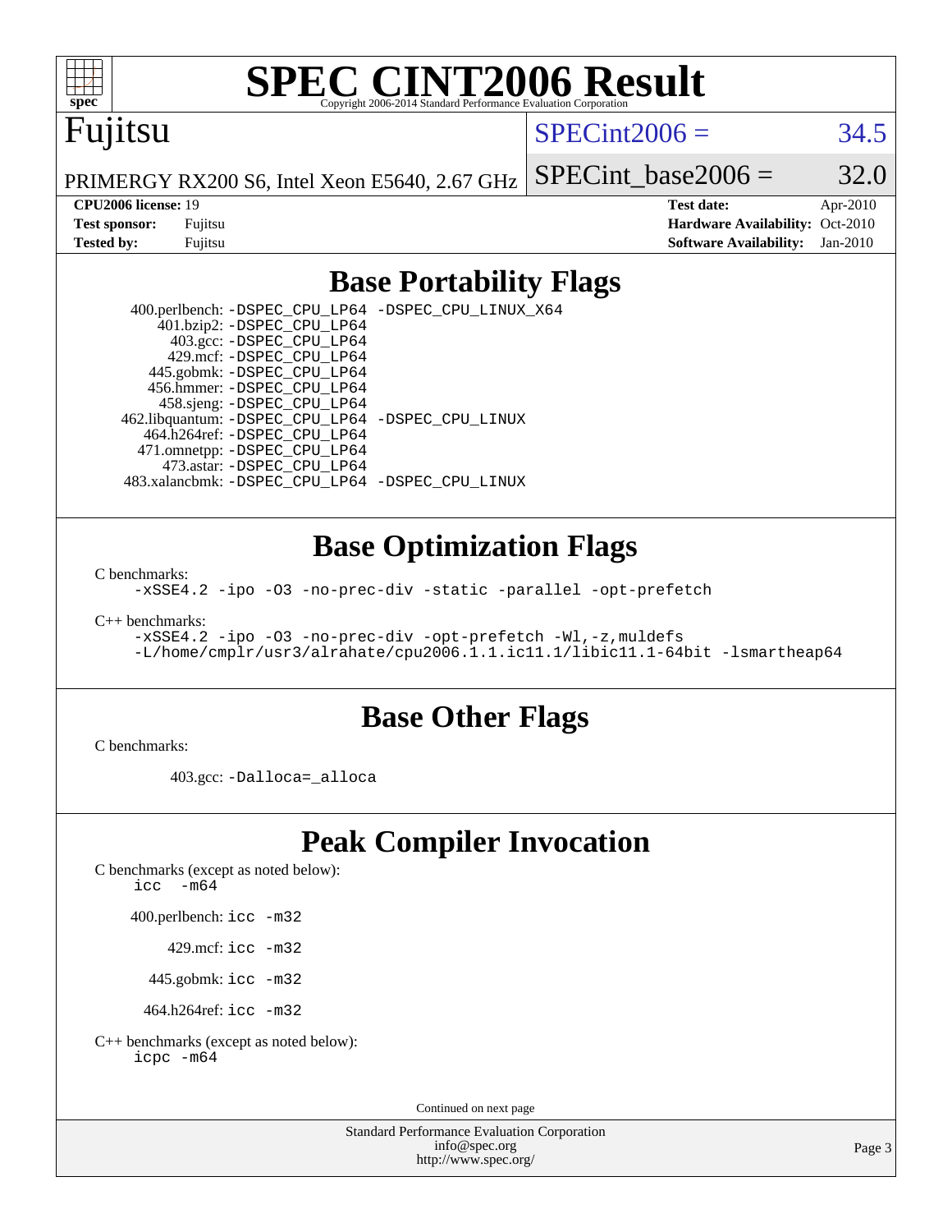# SPEC CINT2006 Result

Fujitsu

PRIMERGY RX200 S6, Intel Xeon E5640, 2.67 GHz

SPECint2006 = 34.5

SPECint_base2006 = 32.0

**CPU2006 license:** 19
**Test sponsor:** Fujitsu
**Tested by:** Fujitsu

**Test date:** Apr-2010
**Hardware Availability:** Oct-2010
**Software Availability:** Jan-2010

## Base Portability Flags

400.perlbench: `-DSPEC_CPU_LP64 -DSPEC_CPU_LINUX_X64`
401.bzip2: `-DSPEC_CPU_LP64`
403.gcc: `-DSPEC_CPU_LP64`
429.mcf: `-DSPEC_CPU_LP64`
445.gobmk: `-DSPEC_CPU_LP64`
456.hmmer: `-DSPEC_CPU_LP64`
458.sjeng: `-DSPEC_CPU_LP64`
462.libquantum: `-DSPEC_CPU_LP64 -DSPEC_CPU_LINUX`
464.h264ref: `-DSPEC_CPU_LP64`
471.omnetpp: `-DSPEC_CPU_LP64`
473.astar: `-DSPEC_CPU_LP64`
483.xalancbmk: `-DSPEC_CPU_LP64 -DSPEC_CPU_LINUX`

## Base Optimization Flags

C benchmarks:
`-xSSE4.2 -ipo -O3 -no-prec-div -static -parallel -opt-prefetch`

C++ benchmarks:
`-xSSE4.2 -ipo -O3 -no-prec-div -opt-prefetch -Wl,-z,muldefs -L/home/cmplr/usr3/alrahate/cpu2006.1.1.ic11.1/libic11.1-64bit -lsmartheap64`

## Base Other Flags

C benchmarks:

403.gcc: `-Dalloca=_alloca`

## Peak Compiler Invocation

C benchmarks (except as noted below):
`icc -m64`

400.perlbench: `icc -m32`

429.mcf: `icc -m32`

445.gobmk: `icc -m32`

464.h264ref: `icc -m32`

C++ benchmarks (except as noted below):
`icpc -m64`

Continued on next page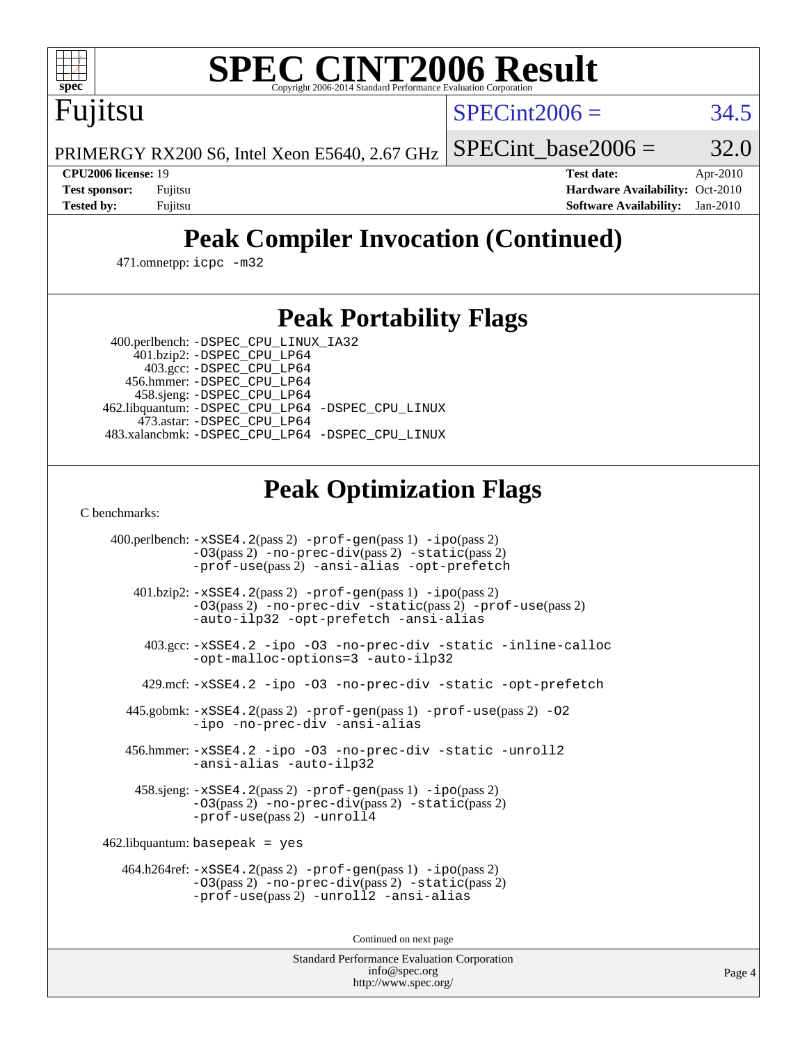## Peak Compiler Invocation (Continued)

471.omnetpp: icpc -m32

## Peak Portability Flags

400.perlbench: -DSPEC_CPU_LINUX_IA32
401.bzip2: -DSPEC_CPU_LP64
403.gcc: -DSPEC_CPU_LP64
456.hmmer: -DSPEC_CPU_LP64
458.sjeng: -DSPEC_CPU_LP64
462.libquantum: -DSPEC_CPU_LP64 -DSPEC_CPU_LINUX
473.astar: -DSPEC_CPU_LP64
483.xalancbmk: -DSPEC_CPU_LP64 -DSPEC_CPU_LINUX

## Peak Optimization Flags

C benchmarks:

400.perlbench: -xSSE4.2(pass 2) -prof-gen(pass 1) -ipo(pass 2) -O3(pass 2) -no-prec-div(pass 2) -static(pass 2) -prof-use(pass 2) -ansi-alias -opt-prefetch

401.bzip2: -xSSE4.2(pass 2) -prof-gen(pass 1) -ipo(pass 2) -O3(pass 2) -no-prec-div -static(pass 2) -prof-use(pass 2) -auto-ilp32 -opt-prefetch -ansi-alias

403.gcc: -xSSE4.2 -ipo -O3 -no-prec-div -static -inline-calloc -opt-malloc-options=3 -auto-ilp32

429.mcf: -xSSE4.2 -ipo -O3 -no-prec-div -static -opt-prefetch

445.gobmk: -xSSE4.2(pass 2) -prof-gen(pass 1) -prof-use(pass 2) -O2 -ipo -no-prec-div -ansi-alias

456.hmmer: -xSSE4.2 -ipo -O3 -no-prec-div -static -unroll2 -ansi-alias -auto-ilp32

458.sjeng: -xSSE4.2(pass 2) -prof-gen(pass 1) -ipo(pass 2) -O3(pass 2) -no-prec-div(pass 2) -static(pass 2) -prof-use(pass 2) -unroll4

462.libquantum: basepeak = yes

464.h264ref: -xSSE4.2(pass 2) -prof-gen(pass 1) -ipo(pass 2) -O3(pass 2) -no-prec-div(pass 2) -static(pass 2) -prof-use(pass 2) -unroll2 -ansi-alias

Continued on next page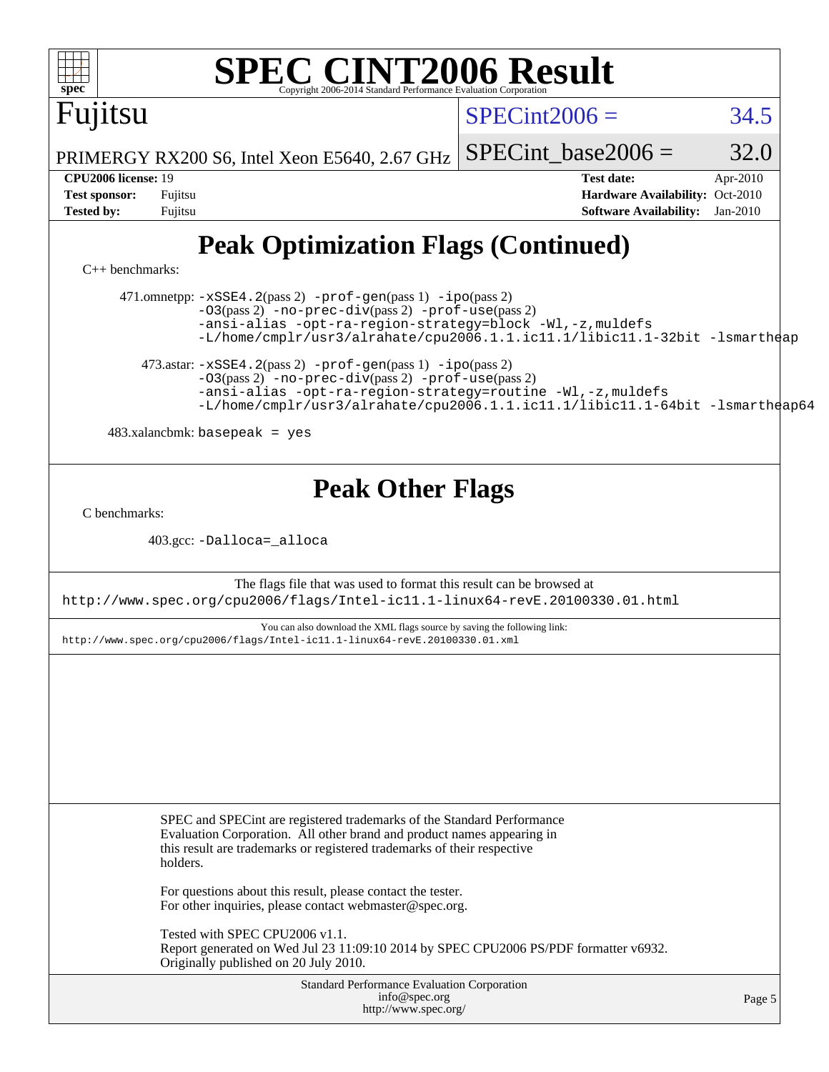# Peak Optimization Flags (Continued)

C++ benchmarks:

471.omnetpp: -xSSE4.2(pass 2) -prof-gen(pass 1) -ipo(pass 2) -O3(pass 2) -no-prec-div(pass 2) -prof-use(pass 2) -ansi-alias -opt-ra-region-strategy=block -Wl,-z,muldefs -L/home/cmplr/usr3/alrahate/cpu2006.1.1.ic11.1/libic11.1-32bit -lsmartheap

473.astar: -xSSE4.2(pass 2) -prof-gen(pass 1) -ipo(pass 2) -O3(pass 2) -no-prec-div(pass 2) -prof-use(pass 2) -ansi-alias -opt-ra-region-strategy=routine -Wl,-z,muldefs -L/home/cmplr/usr3/alrahate/cpu2006.1.1.ic11.1/libic11.1-64bit -lsmartheap64

483.xalancbmk: basepeak = yes

# Peak Other Flags

C benchmarks:

403.gcc: -Dalloca=_alloca

The flags file that was used to format this result can be browsed at
http://www.spec.org/cpu2006/flags/Intel-ic11.1-linux64-revE.20100330.01.html

You can also download the XML flags source by saving the following link:
http://www.spec.org/cpu2006/flags/Intel-ic11.1-linux64-revE.20100330.01.xml

SPEC and SPECint are registered trademarks of the Standard Performance Evaluation Corporation. All other brand and product names appearing in this result are trademarks or registered trademarks of their respective holders.

For questions about this result, please contact the tester.
For other inquiries, please contact webmaster@spec.org.

Tested with SPEC CPU2006 v1.1.
Report generated on Wed Jul 23 11:09:10 2014 by SPEC CPU2006 PS/PDF formatter v6932.
Originally published on 20 July 2010.